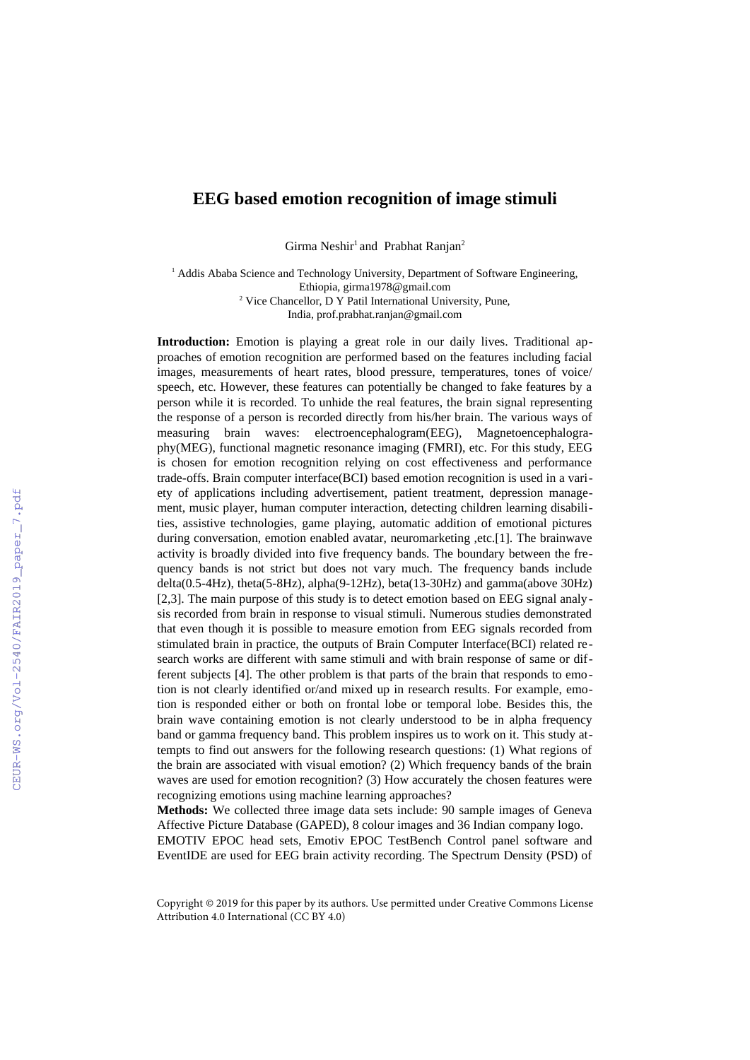# EEG based emotion recognition of image stimuli

Girma Neshir[1] and Prabhat Ranjan[2]

[1] Addis Ababa Science and Technology University, Department of Software Engineering, Ethiopia, girma1978@gmail.com
[2] Vice Chancellor, D Y Patil International University, Pune, India, prof.prabhat.ranjan@gmail.com

**Introduction:** Emotion is playing a great role in our daily lives. Traditional approaches of emotion recognition are performed based on the features including facial images, measurements of heart rates, blood pressure, temperatures, tones of voice/ speech, etc. However, these features can potentially be changed to fake features by a person while it is recorded. To unhide the real features, the brain signal representing the response of a person is recorded directly from his/her brain. The various ways of measuring brain waves: electroencephalogram(EEG), Magnetoencephalography(MEG), functional magnetic resonance imaging (FMRI), etc. For this study, EEG is chosen for emotion recognition relying on cost effectiveness and performance trade-offs. Brain computer interface(BCI) based emotion recognition is used in a variety of applications including advertisement, patient treatment, depression management, music player, human computer interaction, detecting children learning disabilities, assistive technologies, game playing, automatic addition of emotional pictures during conversation, emotion enabled avatar, neuromarketing ,etc.[1]. The brainwave activity is broadly divided into five frequency bands. The boundary between the frequency bands is not strict but does not vary much. The frequency bands include delta(0.5-4Hz), theta(5-8Hz), alpha(9-12Hz), beta(13-30Hz) and gamma(above 30Hz) [2,3]. The main purpose of this study is to detect emotion based on EEG signal analysis recorded from brain in response to visual stimuli. Numerous studies demonstrated that even though it is possible to measure emotion from EEG signals recorded from stimulated brain in practice, the outputs of Brain Computer Interface(BCI) related research works are different with same stimuli and with brain response of same or different subjects [4]. The other problem is that parts of the brain that responds to emotion is not clearly identified or/and mixed up in research results. For example, emotion is responded either or both on frontal lobe or temporal lobe. Besides this, the brain wave containing emotion is not clearly understood to be in alpha frequency band or gamma frequency band. This problem inspires us to work on it. This study attempts to find out answers for the following research questions: (1) What regions of the brain are associated with visual emotion? (2) Which frequency bands of the brain waves are used for emotion recognition? (3) How accurately the chosen features were recognizing emotions using machine learning approaches?

**Methods:** We collected three image data sets include: 90 sample images of Geneva Affective Picture Database (GAPED), 8 colour images and 36 Indian company logo. EMOTIV EPOC head sets, Emotiv EPOC TestBench Control panel software and EventIDE are used for EEG brain activity recording. The Spectrum Density (PSD) of

Copyright © 2019 for this paper by its authors. Use permitted under Creative Commons License Attribution 4.0 International (CC BY 4.0)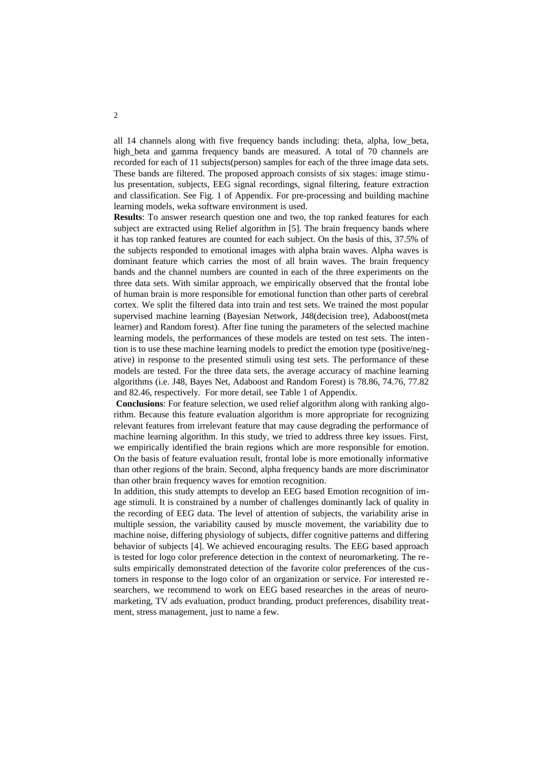all 14 channels along with five frequency bands including: theta, alpha, low_beta, high_beta and gamma frequency bands are measured. A total of 70 channels are recorded for each of 11 subjects(person) samples for each of the three image data sets. These bands are filtered. The proposed approach consists of six stages: image stimulus presentation, subjects, EEG signal recordings, signal filtering, feature extraction and classification. See Fig. 1 of Appendix. For pre-processing and building machine learning models, weka software environment is used.

**Results**: To answer research question one and two, the top ranked features for each subject are extracted using Relief algorithm in [5]. The brain frequency bands where it has top ranked features are counted for each subject. On the basis of this, 37.5% of the subjects responded to emotional images with alpha brain waves. Alpha waves is dominant feature which carries the most of all brain waves. The brain frequency bands and the channel numbers are counted in each of the three experiments on the three data sets. With similar approach, we empirically observed that the frontal lobe of human brain is more responsible for emotional function than other parts of cerebral cortex. We split the filtered data into train and test sets. We trained the most popular supervised machine learning (Bayesian Network, J48(decision tree), Adaboost(meta learner) and Random forest). After fine tuning the parameters of the selected machine learning models, the performances of these models are tested on test sets. The intention is to use these machine learning models to predict the emotion type (positive/negative) in response to the presented stimuli using test sets. The performance of these models are tested. For the three data sets, the average accuracy of machine learning algorithms (i.e. J48, Bayes Net, Adaboost and Random Forest) is 78.86, 74.76, 77.82 and 82.46, respectively. For more detail, see Table 1 of Appendix.

**Conclusions**: For feature selection, we used relief algorithm along with ranking algorithm. Because this feature evaluation algorithm is more appropriate for recognizing relevant features from irrelevant feature that may cause degrading the performance of machine learning algorithm. In this study, we tried to address three key issues. First, we empirically identified the brain regions which are more responsible for emotion. On the basis of feature evaluation result, frontal lobe is more emotionally informative than other regions of the brain. Second, alpha frequency bands are more discriminator than other brain frequency waves for emotion recognition.

In addition, this study attempts to develop an EEG based Emotion recognition of image stimuli. It is constrained by a number of challenges dominantly lack of quality in the recording of EEG data. The level of attention of subjects, the variability arise in multiple session, the variability caused by muscle movement, the variability due to machine noise, differing physiology of subjects, differ cognitive patterns and differing behavior of subjects [4]. We achieved encouraging results. The EEG based approach is tested for logo color preference detection in the context of neuromarketing. The results empirically demonstrated detection of the favorite color preferences of the customers in response to the logo color of an organization or service. For interested researchers, we recommend to work on EEG based researches in the areas of neuromarketing, TV ads evaluation, product branding, product preferences, disability treatment, stress management, just to name a few.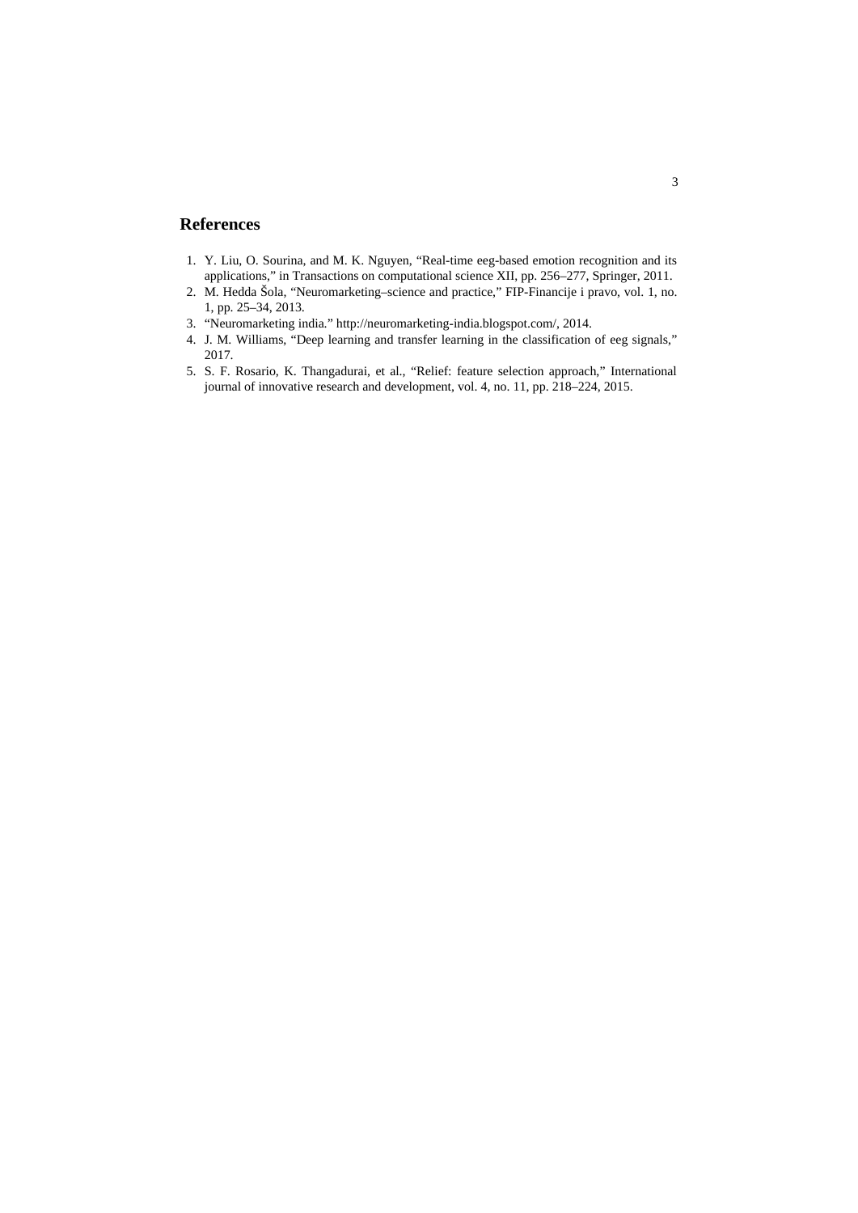## References

1. Y. Liu, O. Sourina, and M. K. Nguyen, "Real-time eeg-based emotion recognition and its applications," in Transactions on computational science XII, pp. 256–277, Springer, 2011.
2. M. Hedda Šola, "Neuromarketing–science and practice," FIP-Financije i pravo, vol. 1, no. 1, pp. 25–34, 2013.
3. "Neuromarketing india." http://neuromarketing-india.blogspot.com/, 2014.
4. J. M. Williams, "Deep learning and transfer learning in the classification of eeg signals," 2017.
5. S. F. Rosario, K. Thangadurai, et al., "Relief: feature selection approach," International journal of innovative research and development, vol. 4, no. 11, pp. 218–224, 2015.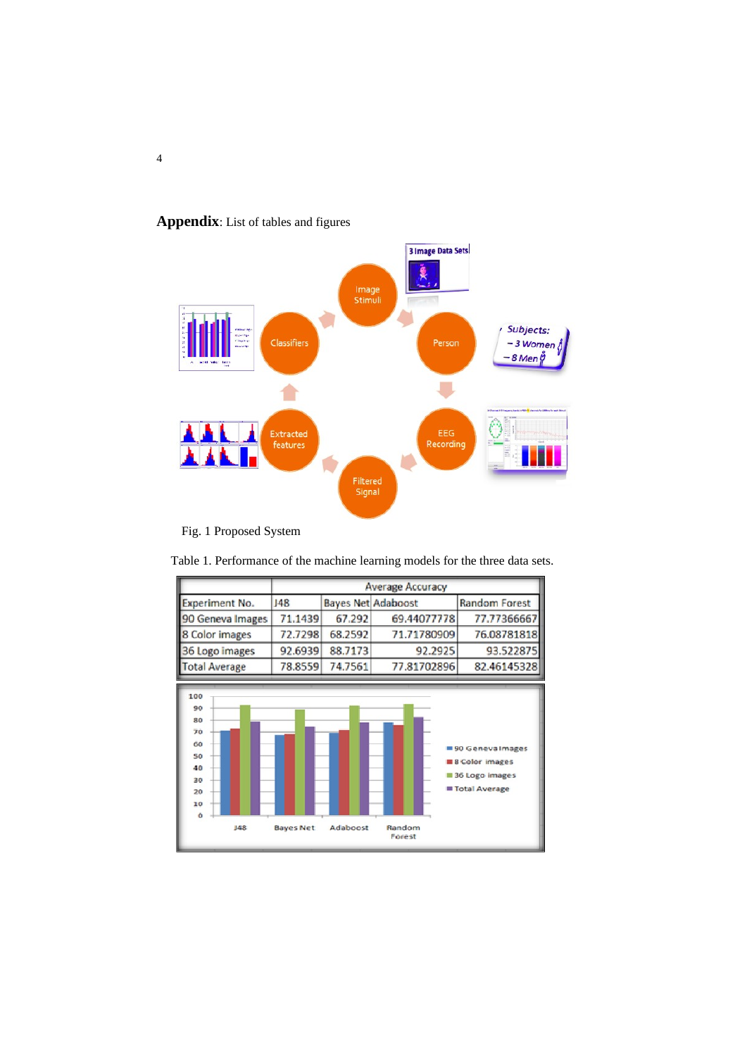**Appendix**: List of tables and figures

Image Stimuli

3 Image Data Sets

Person

Subjects:
– 3 Women
– 8 Men

EEG Recording

Filtered Signal

Extracted features

Classifiers

Fig. 1 Proposed System

Table 1. Performance of the machine learning models for the three data sets.

| | Average Accuracy | | | |
|---|---|---|---|---|
| Experiment No. | J48 | Bayes Net | Adaboost | Random Forest |
| 90 Geneva Images | 71.1439 | 67.292 | 69.44077778 | 77.77366667 |
| 8 Color images | 72.7298 | 68.2592 | 71.71780909 | 76.08781818 |
| 36 Logo images | 92.6939 | 88.7173 | 92.2925 | 93.522875 |
| Total Average | 78.8559 | 74.7561 | 77.81702896 | 82.46145328 |

100
90
80
70
60
50
40
30
20
10
0

J48
Bayes Net
Adaboost
Random Forest

90 Geneva Images
8 Color images
36 Logo images
Total Average